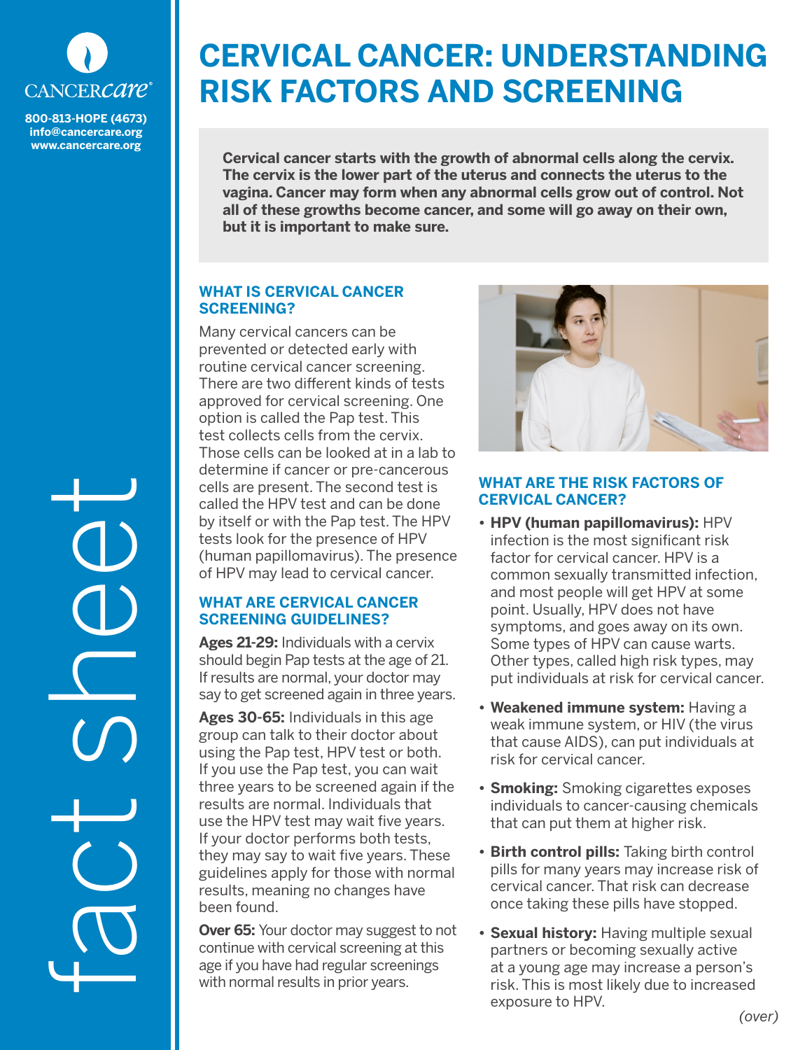CANCERcare®

800-813-HOPE (4673)
info@cancercare.org
www.cancercare.org

fact sheet

# CERVICAL CANCER: UNDERSTANDING RISK FACTORS AND SCREENING

**Cervical cancer starts with the growth of abnormal cells along the cervix. The cervix is the lower part of the uterus and connects the uterus to the vagina. Cancer may form when any abnormal cells grow out of control. Not all of these growths become cancer, and some will go away on their own, but it is important to make sure.**

## WHAT IS CERVICAL CANCER SCREENING?

Many cervical cancers can be prevented or detected early with routine cervical cancer screening. There are two different kinds of tests approved for cervical screening. One option is called the Pap test. This test collects cells from the cervix. Those cells can be looked at in a lab to determine if cancer or pre-cancerous cells are present. The second test is called the HPV test and can be done by itself or with the Pap test. The HPV tests look for the presence of HPV (human papillomavirus). The presence of HPV may lead to cervical cancer.

## WHAT ARE CERVICAL CANCER SCREENING GUIDELINES?

**Ages 21-29:** Individuals with a cervix should begin Pap tests at the age of 21. If results are normal, your doctor may say to get screened again in three years.

**Ages 30-65:** Individuals in this age group can talk to their doctor about using the Pap test, HPV test or both. If you use the Pap test, you can wait three years to be screened again if the results are normal. Individuals that use the HPV test may wait five years. If your doctor performs both tests, they may say to wait five years. These guidelines apply for those with normal results, meaning no changes have been found.

**Over 65:** Your doctor may suggest to not continue with cervical screening at this age if you have had regular screenings with normal results in prior years.

## WHAT ARE THE RISK FACTORS OF CERVICAL CANCER?

- **HPV (human papillomavirus):** HPV infection is the most significant risk factor for cervical cancer. HPV is a common sexually transmitted infection, and most people will get HPV at some point. Usually, HPV does not have symptoms, and goes away on its own. Some types of HPV can cause warts. Other types, called high risk types, may put individuals at risk for cervical cancer.
- **Weakened immune system:** Having a weak immune system, or HIV (the virus that cause AIDS), can put individuals at risk for cervical cancer.
- **Smoking:** Smoking cigarettes exposes individuals to cancer-causing chemicals that can put them at higher risk.
- **Birth control pills:** Taking birth control pills for many years may increase risk of cervical cancer. That risk can decrease once taking these pills have stopped.
- **Sexual history:** Having multiple sexual partners or becoming sexually active at a young age may increase a person's risk. This is most likely due to increased exposure to HPV.

*(over)*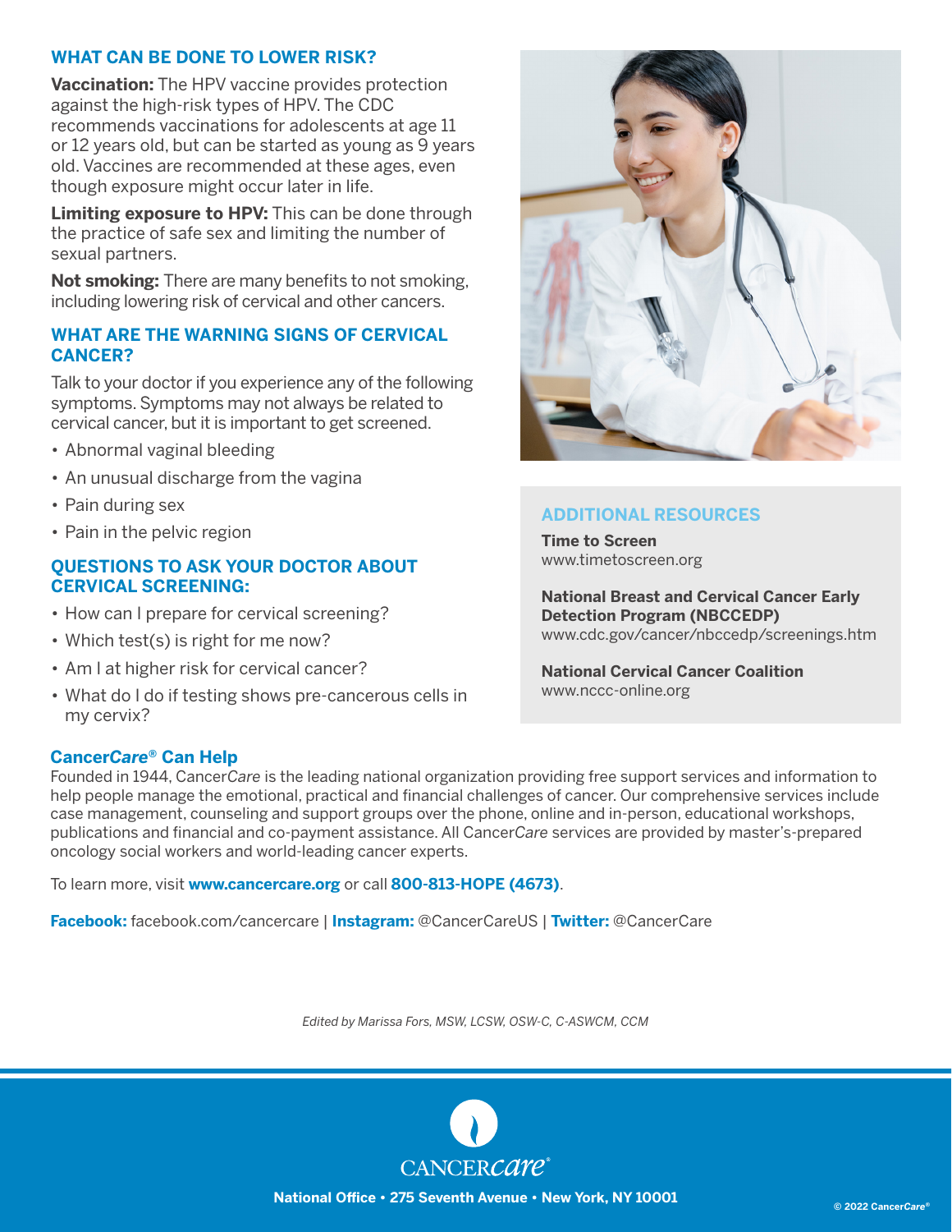## WHAT CAN BE DONE TO LOWER RISK?

**Vaccination:** The HPV vaccine provides protection against the high-risk types of HPV. The CDC recommends vaccinations for adolescents at age 11 or 12 years old, but can be started as young as 9 years old. Vaccines are recommended at these ages, even though exposure might occur later in life.

**Limiting exposure to HPV:** This can be done through the practice of safe sex and limiting the number of sexual partners.

**Not smoking:** There are many benefits to not smoking, including lowering risk of cervical and other cancers.

## WHAT ARE THE WARNING SIGNS OF CERVICAL CANCER?

Talk to your doctor if you experience any of the following symptoms. Symptoms may not always be related to cervical cancer, but it is important to get screened.

- Abnormal vaginal bleeding
- An unusual discharge from the vagina
- Pain during sex
- Pain in the pelvic region

## QUESTIONS TO ASK YOUR DOCTOR ABOUT CERVICAL SCREENING:

- How can I prepare for cervical screening?
- Which test(s) is right for me now?
- Am I at higher risk for cervical cancer?
- What do I do if testing shows pre-cancerous cells in my cervix?

## ADDITIONAL RESOURCES

**Time to Screen**
www.timetoscreen.org

**National Breast and Cervical Cancer Early Detection Program (NBCCEDP)**
www.cdc.gov/cancer/nbccedp/screenings.htm

**National Cervical Cancer Coalition**
www.nccc-online.org

## Cancer*Care*® Can Help

Founded in 1944, Cancer*Care* is the leading national organization providing free support services and information to help people manage the emotional, practical and financial challenges of cancer. Our comprehensive services include case management, counseling and support groups over the phone, online and in-person, educational workshops, publications and financial and co-payment assistance. All Cancer*Care* services are provided by master's-prepared oncology social workers and world-leading cancer experts.

To learn more, visit **www.cancercare.org** or call **800-813-HOPE (4673)**.

**Facebook:** facebook.com/cancercare | **Instagram:** @CancerCareUS | **Twitter:** @CancerCare

*Edited by Marissa Fors, MSW, LCSW, OSW-C, C-ASWCM, CCM*

CANCER*care*®

**National Office • 275 Seventh Avenue • New York, NY 10001**

© 2022 CancerCare®